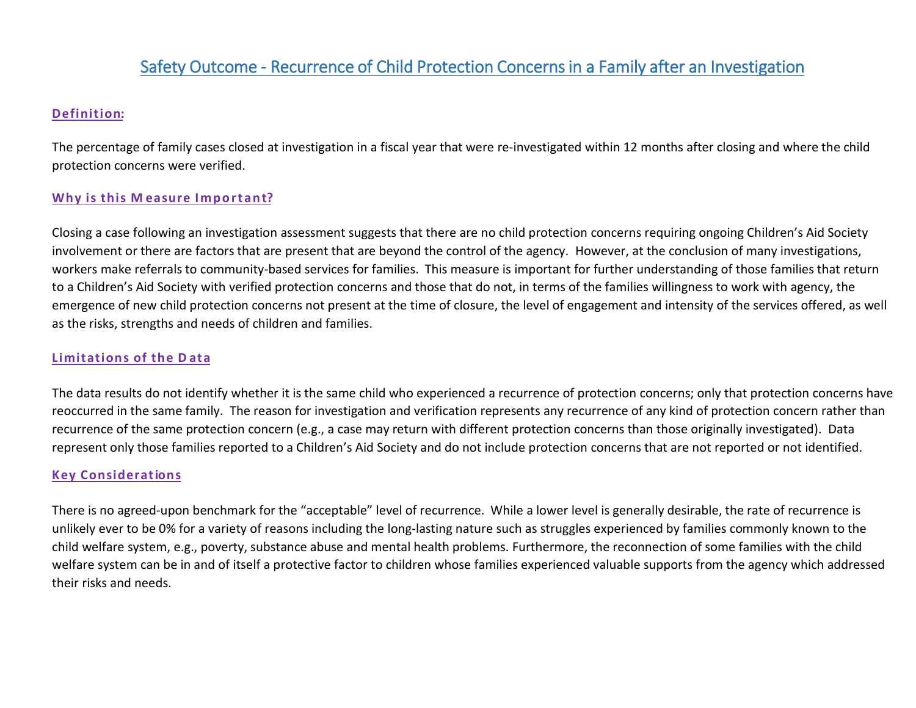# Safety Outcome - Recurrence of Child Protection Concerns in a Family after an Investigation

## Definition:

The percentage of family cases closed at investigation in a fiscal year that were re-investigated within 12 months after closing and where the child protection concerns were verified.

## Why is this Measure Important?

Closing a case following an investigation assessment suggests that there are no child protection concerns requiring ongoing Children's Aid Society involvement or there are factors that are present that are beyond the control of the agency. However, at the conclusion of many investigations, workers make referrals to community-based services for families. This measure is important for further understanding of those families that return to a Children's Aid Society with verified protection concerns and those that do not, in terms of the families willingness to work with agency, the emergence of new child protection concerns not present at the time of closure, the level of engagement and intensity of the services offered, as well as the risks, strengths and needs of children and families.

## Limitations of the Data

The data results do not identify whether it is the same child who experienced a recurrence of protection concerns; only that protection concerns have reoccurred in the same family. The reason for investigation and verification represents any recurrence of any kind of protection concern rather than recurrence of the same protection concern (e.g., a case may return with different protection concerns than those originally investigated). Data represent only those families reported to a Children's Aid Society and do not include protection concerns that are not reported or not identified.

## Key Considerations

There is no agreed-upon benchmark for the "acceptable" level of recurrence. While a lower level is generally desirable, the rate of recurrence is unlikely ever to be 0% for a variety of reasons including the long-lasting nature such as struggles experienced by families commonly known to the child welfare system, e.g., poverty, substance abuse and mental health problems. Furthermore, the reconnection of some families with the child welfare system can be in and of itself a protective factor to children whose families experienced valuable supports from the agency which addressed their risks and needs.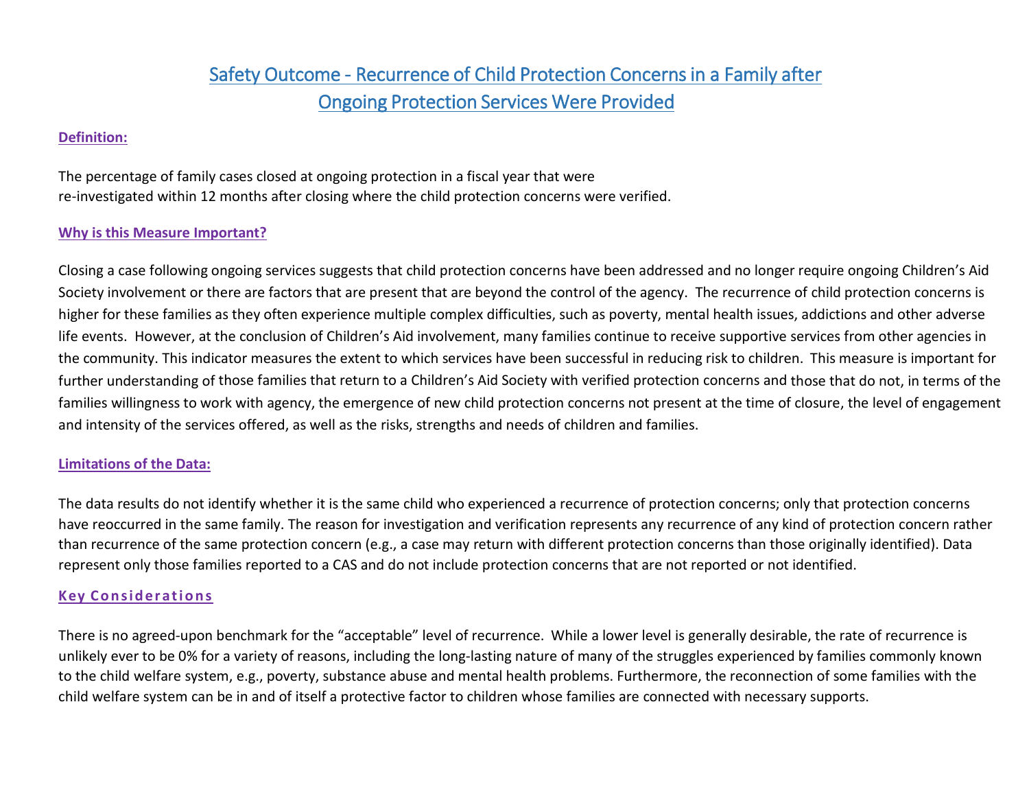# Safety Outcome - Recurrence of Child Protection Concerns in a Family after Ongoing Protection Services Were Provided

## Definition:

The percentage of family cases closed at ongoing protection in a fiscal year that were re-investigated within 12 months after closing where the child protection concerns were verified.

## Why is this Measure Important?

Closing a case following ongoing services suggests that child protection concerns have been addressed and no longer require ongoing Children's Aid Society involvement or there are factors that are present that are beyond the control of the agency. The recurrence of child protection concerns is higher for these families as they often experience multiple complex difficulties, such as poverty, mental health issues, addictions and other adverse life events. However, at the conclusion of Children's Aid involvement, many families continue to receive supportive services from other agencies in the community. This indicator measures the extent to which services have been successful in reducing risk to children. This measure is important for further understanding of those families that return to a Children's Aid Society with verified protection concerns and those that do not, in terms of the families willingness to work with agency, the emergence of new child protection concerns not present at the time of closure, the level of engagement and intensity of the services offered, as well as the risks, strengths and needs of children and families.

## Limitations of the Data:

The data results do not identify whether it is the same child who experienced a recurrence of protection concerns; only that protection concerns have reoccurred in the same family. The reason for investigation and verification represents any recurrence of any kind of protection concern rather than recurrence of the same protection concern (e.g., a case may return with different protection concerns than those originally identified). Data represent only those families reported to a CAS and do not include protection concerns that are not reported or not identified.

## Key Considerations

There is no agreed-upon benchmark for the "acceptable" level of recurrence. While a lower level is generally desirable, the rate of recurrence is unlikely ever to be 0% for a variety of reasons, including the long-lasting nature of many of the struggles experienced by families commonly known to the child welfare system, e.g., poverty, substance abuse and mental health problems. Furthermore, the reconnection of some families with the child welfare system can be in and of itself a protective factor to children whose families are connected with necessary supports.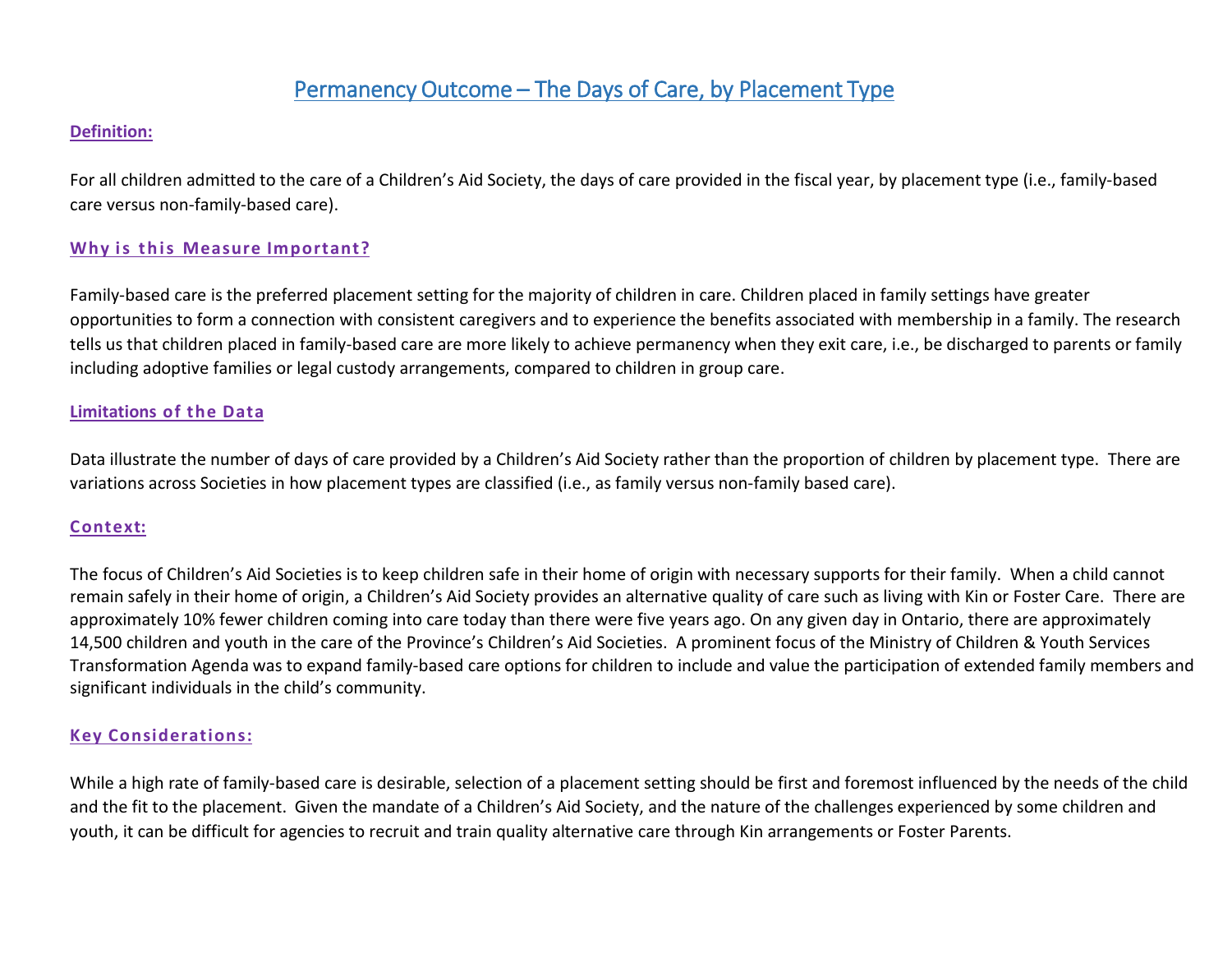# Permanency Outcome – The Days of Care, by Placement Type

## Definition:

For all children admitted to the care of a Children's Aid Society, the days of care provided in the fiscal year, by placement type (i.e., family-based care versus non-family-based care).

## Why is this Measure Important?

Family-based care is the preferred placement setting for the majority of children in care. Children placed in family settings have greater opportunities to form a connection with consistent caregivers and to experience the benefits associated with membership in a family. The research tells us that children placed in family-based care are more likely to achieve permanency when they exit care, i.e., be discharged to parents or family including adoptive families or legal custody arrangements, compared to children in group care.

## Limitations of the Data

Data illustrate the number of days of care provided by a Children's Aid Society rather than the proportion of children by placement type. There are variations across Societies in how placement types are classified (i.e., as family versus non-family based care).

## Context:

The focus of Children's Aid Societies is to keep children safe in their home of origin with necessary supports for their family. When a child cannot remain safely in their home of origin, a Children's Aid Society provides an alternative quality of care such as living with Kin or Foster Care. There are approximately 10% fewer children coming into care today than there were five years ago. On any given day in Ontario, there are approximately 14,500 children and youth in the care of the Province's Children's Aid Societies. A prominent focus of the Ministry of Children & Youth Services Transformation Agenda was to expand family-based care options for children to include and value the participation of extended family members and significant individuals in the child's community.

## Key Considerations:

While a high rate of family-based care is desirable, selection of a placement setting should be first and foremost influenced by the needs of the child and the fit to the placement. Given the mandate of a Children's Aid Society, and the nature of the challenges experienced by some children and youth, it can be difficult for agencies to recruit and train quality alternative care through Kin arrangements or Foster Parents.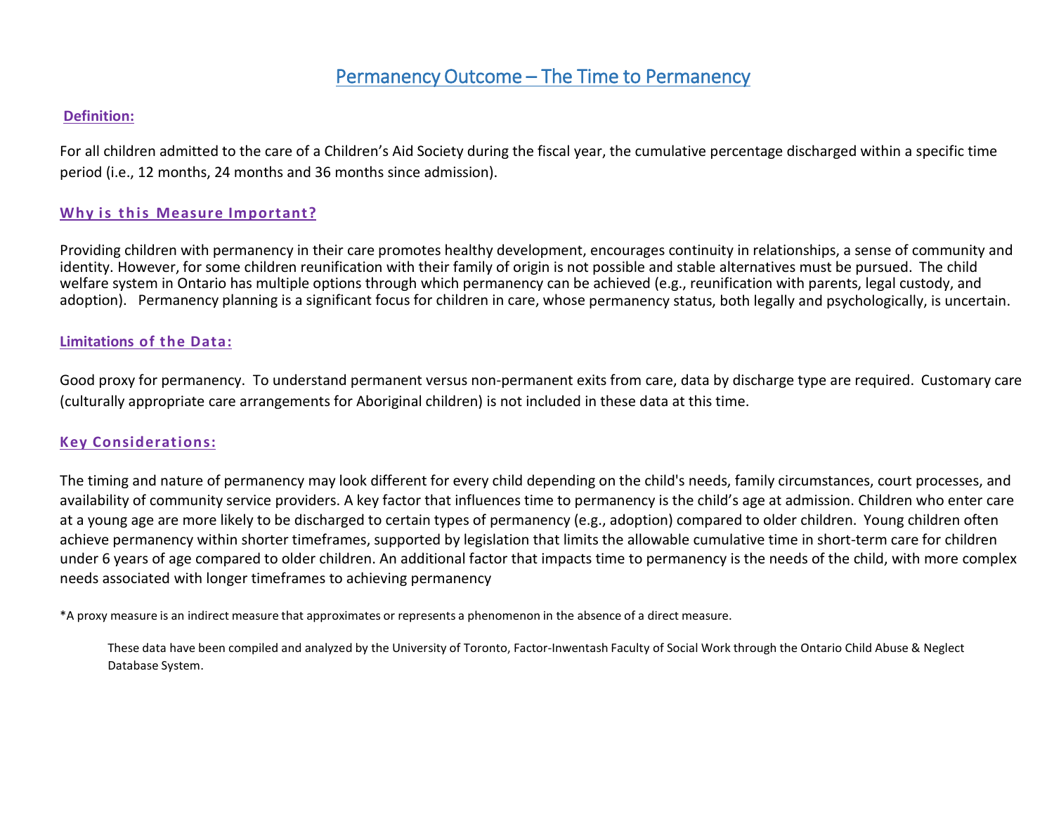# Permanency Outcome – The Time to Permanency

## Definition:

For all children admitted to the care of a Children's Aid Society during the fiscal year, the cumulative percentage discharged within a specific time period (i.e., 12 months, 24 months and 36 months since admission).

## Why is this Measure Important?

Providing children with permanency in their care promotes healthy development, encourages continuity in relationships, a sense of community and identity. However, for some children reunification with their family of origin is not possible and stable alternatives must be pursued. The child welfare system in Ontario has multiple options through which permanency can be achieved (e.g., reunification with parents, legal custody, and adoption). Permanency planning is a significant focus for children in care, whose permanency status, both legally and psychologically, is uncertain.

## Limitations of the Data:

Good proxy for permanency. To understand permanent versus non-permanent exits from care, data by discharge type are required. Customary care (culturally appropriate care arrangements for Aboriginal children) is not included in these data at this time.

## Key Considerations:

The timing and nature of permanency may look different for every child depending on the child's needs, family circumstances, court processes, and availability of community service providers. A key factor that influences time to permanency is the child's age at admission. Children who enter care at a young age are more likely to be discharged to certain types of permanency (e.g., adoption) compared to older children. Young children often achieve permanency within shorter timeframes, supported by legislation that limits the allowable cumulative time in short-term care for children under 6 years of age compared to older children. An additional factor that impacts time to permanency is the needs of the child, with more complex needs associated with longer timeframes to achieving permanency

*A proxy measure is an indirect measure that approximates or represents a phenomenon in the absence of a direct measure.

These data have been compiled and analyzed by the University of Toronto, Factor-Inwentash Faculty of Social Work through the Ontario Child Abuse & Neglect Database System.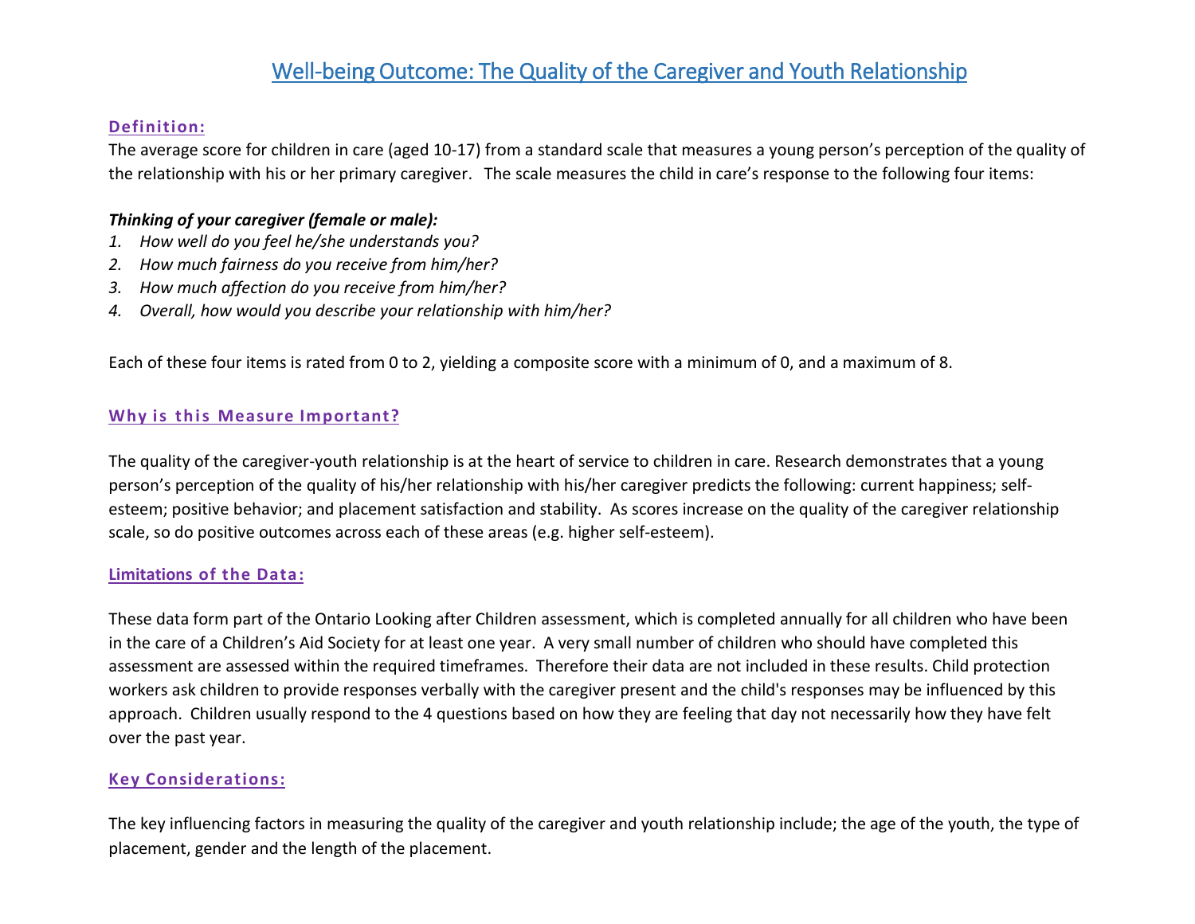# Well-being Outcome: The Quality of the Caregiver and Youth Relationship

## Definition:

The average score for children in care (aged 10-17) from a standard scale that measures a young person's perception of the quality of the relationship with his or her primary caregiver. The scale measures the child in care's response to the following four items:

***Thinking of your caregiver (female or male):***

1. *How well do you feel he/she understands you?*
2. *How much fairness do you receive from him/her?*
3. *How much affection do you receive from him/her?*
4. *Overall, how would you describe your relationship with him/her?*

Each of these four items is rated from 0 to 2, yielding a composite score with a minimum of 0, and a maximum of 8.

## Why is this Measure Important?

The quality of the caregiver-youth relationship is at the heart of service to children in care. Research demonstrates that a young person's perception of the quality of his/her relationship with his/her caregiver predicts the following: current happiness; self-esteem; positive behavior; and placement satisfaction and stability. As scores increase on the quality of the caregiver relationship scale, so do positive outcomes across each of these areas (e.g. higher self-esteem).

## Limitations of the Data:

These data form part of the Ontario Looking after Children assessment, which is completed annually for all children who have been in the care of a Children's Aid Society for at least one year. A very small number of children who should have completed this assessment are assessed within the required timeframes. Therefore their data are not included in these results. Child protection workers ask children to provide responses verbally with the caregiver present and the child's responses may be influenced by this approach. Children usually respond to the 4 questions based on how they are feeling that day not necessarily how they have felt over the past year.

## Key Considerations:

The key influencing factors in measuring the quality of the caregiver and youth relationship include; the age of the youth, the type of placement, gender and the length of the placement.